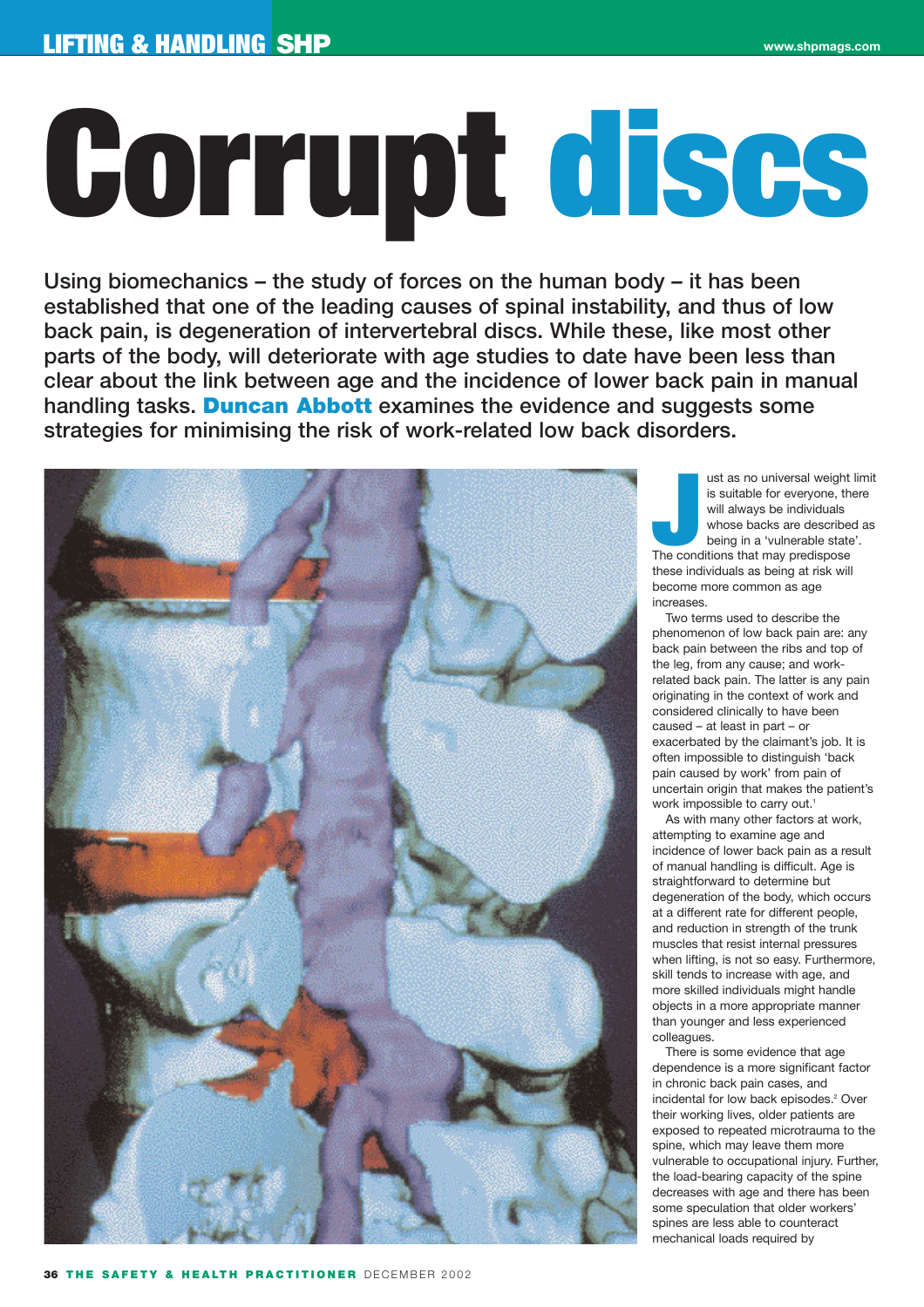# Corrupt discs

**Using biomechanics – the study of forces on the human body – it has been established that one of the leading causes of spinal instability, and thus of low back pain, is degeneration of intervertebral discs. While these, like most other parts of the body, will deteriorate with age studies to date have been less than clear about the link between age and the incidence of lower back pain in manual handling tasks. Duncan Abbott examines the evidence and suggests some strategies for minimising the risk of work-related low back disorders.**

Just as no universal weight limit is suitable for everyone, there will always be individuals whose backs are described as being in a 'vulnerable state'. The conditions that may predispose these individuals as being at risk will become more common as age increases.

Two terms used to describe the phenomenon of low back pain are: any back pain between the ribs and top of the leg, from any cause; and work-related back pain. The latter is any pain originating in the context of work and considered clinically to have been caused – at least in part – or exacerbated by the claimant's job. It is often impossible to distinguish 'back pain caused by work' from pain of uncertain origin that makes the patient's work impossible to carry out.[1]

As with many other factors at work, attempting to examine age and incidence of lower back pain as a result of manual handling is difficult. Age is straightforward to determine but degeneration of the body, which occurs at a different rate for different people, and reduction in strength of the trunk muscles that resist internal pressures when lifting, is not so easy. Furthermore, skill tends to increase with age, and more skilled individuals might handle objects in a more appropriate manner than younger and less experienced colleagues.

There is some evidence that age dependence is a more significant factor in chronic back pain cases, and incidental for low back episodes.[2] Over their working lives, older patients are exposed to repeated microtrauma to the spine, which may leave them more vulnerable to occupational injury. Further, the load-bearing capacity of the spine decreases with age and there has been some speculation that older workers' spines are less able to counteract mechanical loads required by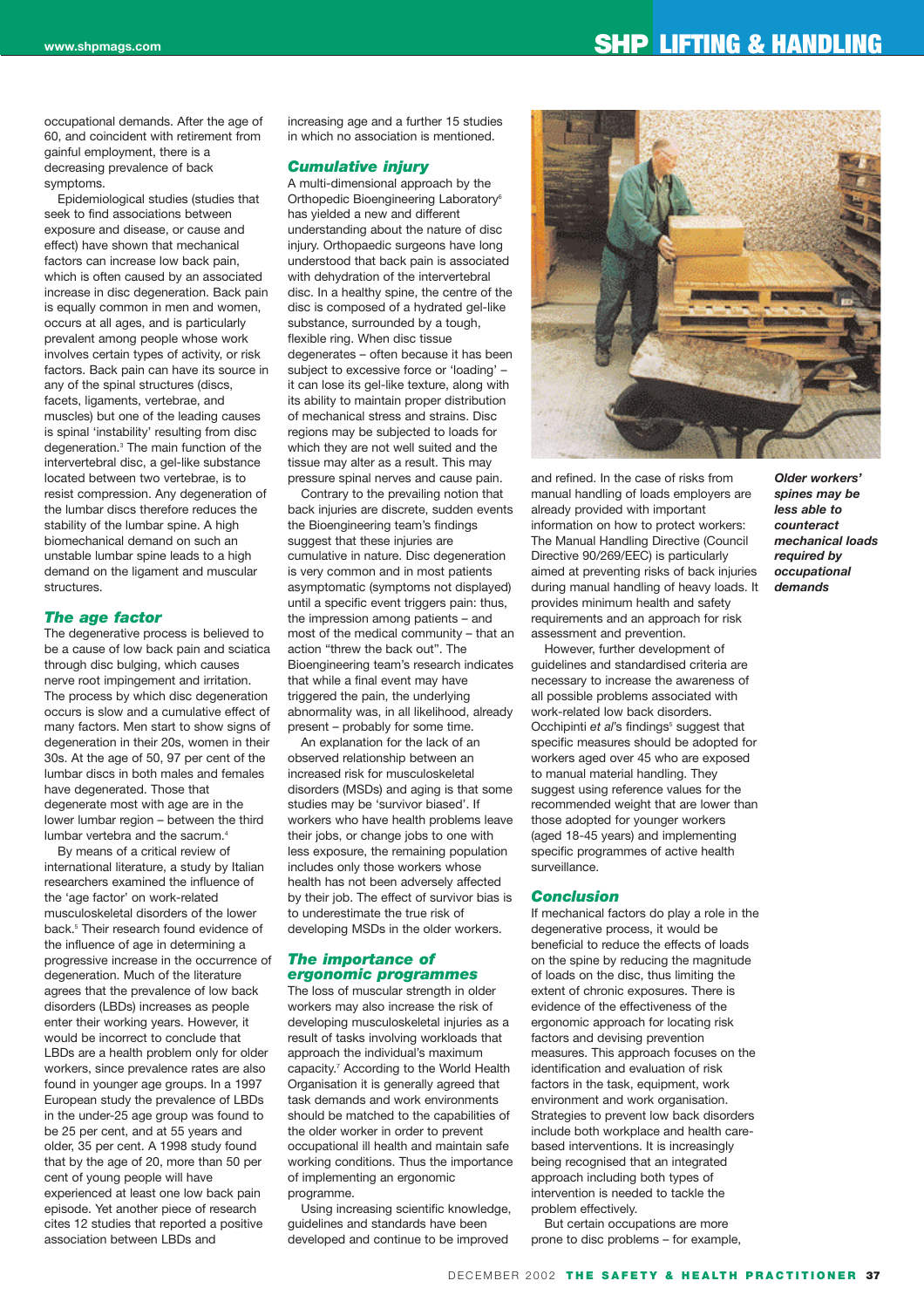occupational demands. After the age of 60, and coincident with retirement from gainful employment, there is a decreasing prevalence of back symptoms.

Epidemiological studies (studies that seek to find associations between exposure and disease, or cause and effect) have shown that mechanical factors can increase low back pain, which is often caused by an associated increase in disc degeneration. Back pain is equally common in men and women, occurs at all ages, and is particularly prevalent among people whose work involves certain types of activity, or risk factors. Back pain can have its source in any of the spinal structures (discs, facets, ligaments, vertebrae, and muscles) but one of the leading causes is spinal 'instability' resulting from disc degeneration.[3] The main function of the intervertebral disc, a gel-like substance located between two vertebrae, is to resist compression. Any degeneration of the lumbar discs therefore reduces the stability of the lumbar spine. A high biomechanical demand on such an unstable lumbar spine leads to a high demand on the ligament and muscular structures.

## The age factor

The degenerative process is believed to be a cause of low back pain and sciatica through disc bulging, which causes nerve root impingement and irritation. The process by which disc degeneration occurs is slow and a cumulative effect of many factors. Men start to show signs of degeneration in their 20s, women in their 30s. At the age of 50, 97 per cent of the lumbar discs in both males and females have degenerated. Those that degenerate most with age are in the lower lumbar region – between the third lumbar vertebra and the sacrum.[4]

By means of a critical review of international literature, a study by Italian researchers examined the influence of the 'age factor' on work-related musculoskeletal disorders of the lower back.[5] Their research found evidence of the influence of age in determining a progressive increase in the occurrence of degeneration. Much of the literature agrees that the prevalence of low back disorders (LBDs) increases as people enter their working years. However, it would be incorrect to conclude that LBDs are a health problem only for older workers, since prevalence rates are also found in younger age groups. In a 1997 European study the prevalence of LBDs in the under-25 age group was found to be 25 per cent, and at 55 years and older, 35 per cent. A 1998 study found that by the age of 20, more than 50 per cent of young people will have experienced at least one low back pain episode. Yet another piece of research cites 12 studies that reported a positive association between LBDs and increasing age and a further 15 studies in which no association is mentioned.

## Cumulative injury

A multi-dimensional approach by the Orthopedic Bioengineering Laboratory[6] has yielded a new and different understanding about the nature of disc injury. Orthopaedic surgeons have long understood that back pain is associated with dehydration of the intervertebral disc. In a healthy spine, the centre of the disc is composed of a hydrated gel-like substance, surrounded by a tough, flexible ring. When disc tissue degenerates – often because it has been subject to excessive force or 'loading' – it can lose its gel-like texture, along with its ability to maintain proper distribution of mechanical stress and strains. Disc regions may be subjected to loads for which they are not well suited and the tissue may alter as a result. This may pressure spinal nerves and cause pain.

Contrary to the prevailing notion that back injuries are discrete, sudden events the Bioengineering team's findings suggest that these injuries are cumulative in nature. Disc degeneration is very common and in most patients asymptomatic (symptoms not displayed) until a specific event triggers pain: thus, the impression among patients – and most of the medical community – that an action "threw the back out". The Bioengineering team's research indicates that while a final event may have triggered the pain, the underlying abnormality was, in all likelihood, already present – probably for some time.

An explanation for the lack of an observed relationship between an increased risk for musculoskeletal disorders (MSDs) and aging is that some studies may be 'survivor biased'. If workers who have health problems leave their jobs, or change jobs to one with less exposure, the remaining population includes only those workers whose health has not been adversely affected by their job. The effect of survivor bias is to underestimate the true risk of developing MSDs in the older workers.

## The importance of ergonomic programmes

The loss of muscular strength in older workers may also increase the risk of developing musculoskeletal injuries as a result of tasks involving workloads that approach the individual's maximum capacity.[7] According to the World Health Organisation it is generally agreed that task demands and work environments should be matched to the capabilities of the older worker in order to prevent occupational ill health and maintain safe working conditions. Thus the importance of implementing an ergonomic programme.

Using increasing scientific knowledge, guidelines and standards have been developed and continue to be improved and refined. In the case of risks from manual handling of loads employers are already provided with important information on how to protect workers: The Manual Handling Directive (Council Directive 90/269/EEC) is particularly aimed at preventing risks of back injuries during manual handling of heavy loads. It provides minimum health and safety requirements and an approach for risk assessment and prevention.

However, further development of guidelines and standardised criteria are necessary to increase the awareness of all possible problems associated with work-related low back disorders. Occhipinti *et al*'s findings[5] suggest that specific measures should be adopted for workers aged over 45 who are exposed to manual material handling. They suggest using reference values for the recommended weight that are lower than those adopted for younger workers (aged 18-45 years) and implementing specific programmes of active health surveillance.

***Older workers' spines may be less able to counteract mechanical loads required by occupational demands***

## Conclusion

If mechanical factors do play a role in the degenerative process, it would be beneficial to reduce the effects of loads on the spine by reducing the magnitude of loads on the disc, thus limiting the extent of chronic exposures. There is evidence of the effectiveness of the ergonomic approach for locating risk factors and devising prevention measures. This approach focuses on the identification and evaluation of risk factors in the task, equipment, work environment and work organisation. Strategies to prevent low back disorders include both workplace and health care-based interventions. It is increasingly being recognised that an integrated approach including both types of intervention is needed to tackle the problem effectively.

But certain occupations are more prone to disc problems – for example,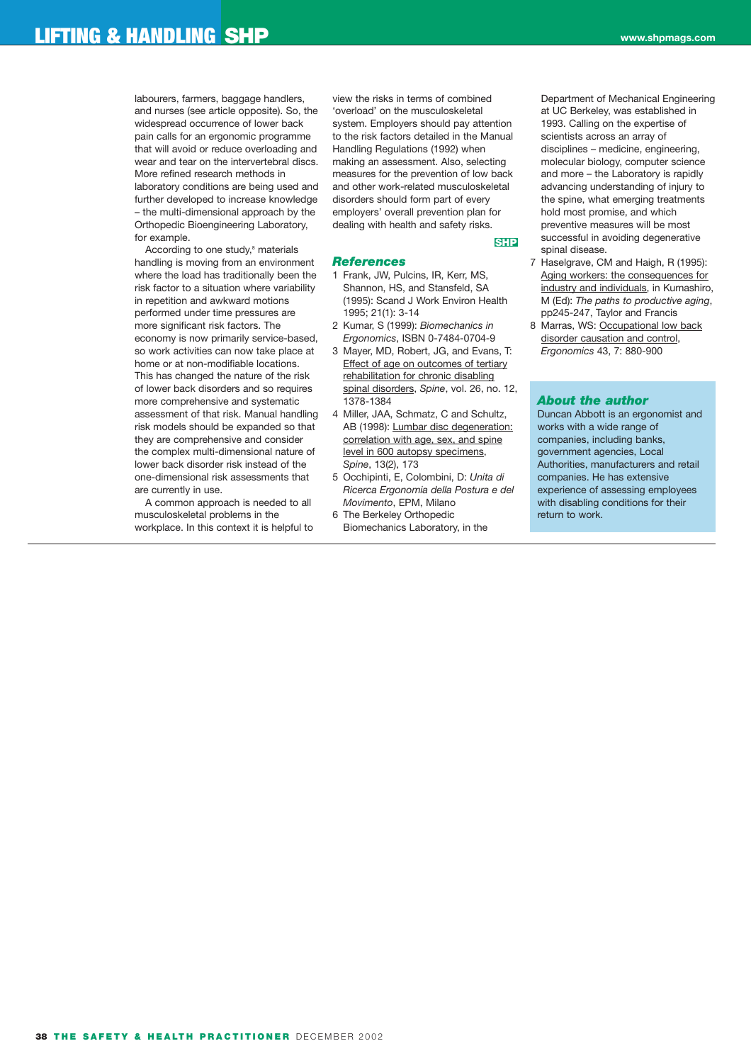labourers, farmers, baggage handlers, and nurses (see article opposite). So, the widespread occurrence of lower back pain calls for an ergonomic programme that will avoid or reduce overloading and wear and tear on the intervertebral discs. More refined research methods in laboratory conditions are being used and further developed to increase knowledge – the multi-dimensional approach by the Orthopedic Bioengineering Laboratory, for example.

According to one study,[8] materials handling is moving from an environment where the load has traditionally been the risk factor to a situation where variability in repetition and awkward motions performed under time pressures are more significant risk factors. The economy is now primarily service-based, so work activities can now take place at home or at non-modifiable locations. This has changed the nature of the risk of lower back disorders and so requires more comprehensive and systematic assessment of that risk. Manual handling risk models should be expanded so that they are comprehensive and consider the complex multi-dimensional nature of lower back disorder risk instead of the one-dimensional risk assessments that are currently in use.

A common approach is needed to all musculoskeletal problems in the workplace. In this context it is helpful to view the risks in terms of combined 'overload' on the musculoskeletal system. Employers should pay attention to the risk factors detailed in the Manual Handling Regulations (1992) when making an assessment. Also, selecting measures for the prevention of low back and other work-related musculoskeletal disorders should form part of every employers' overall prevention plan for dealing with health and safety risks.

## References

1. Frank, JW, Pulcins, IR, Kerr, MS, Shannon, HS, and Stansfeld, SA (1995): Scand J Work Environ Health 1995; 21(1): 3-14
2. Kumar, S (1999): *Biomechanics in Ergonomics*, ISBN 0-7484-0704-9
3. Mayer, MD, Robert, JG, and Evans, T: Effect of age on outcomes of tertiary rehabilitation for chronic disabling spinal disorders, *Spine*, vol. 26, no. 12, 1378-1384
4. Miller, JAA, Schmatz, C and Schultz, AB (1998): Lumbar disc degeneration: correlation with age, sex, and spine level in 600 autopsy specimens, *Spine*, 13(2), 173
5. Occhipinti, E, Colombini, D: *Unita di Ricerca Ergonomia della Postura e del Movimento*, EPM, Milano
6. The Berkeley Orthopedic Biomechanics Laboratory, in the Department of Mechanical Engineering at UC Berkeley, was established in 1993. Calling on the expertise of scientists across an array of disciplines – medicine, engineering, molecular biology, computer science and more – the Laboratory is rapidly advancing understanding of injury to the spine, what emerging treatments hold most promise, and which preventive measures will be most successful in avoiding degenerative spinal disease.
7. Haselgrave, CM and Haigh, R (1995): Aging workers: the consequences for industry and individuals, in Kumashiro, M (Ed): *The paths to productive aging*, pp245-247, Taylor and Francis
8. Marras, WS: Occupational low back disorder causation and control, *Ergonomics* 43, 7: 880-900

## About the author

Duncan Abbott is an ergonomist and works with a wide range of companies, including banks, government agencies, Local Authorities, manufacturers and retail companies. He has extensive experience of assessing employees with disabling conditions for their return to work.